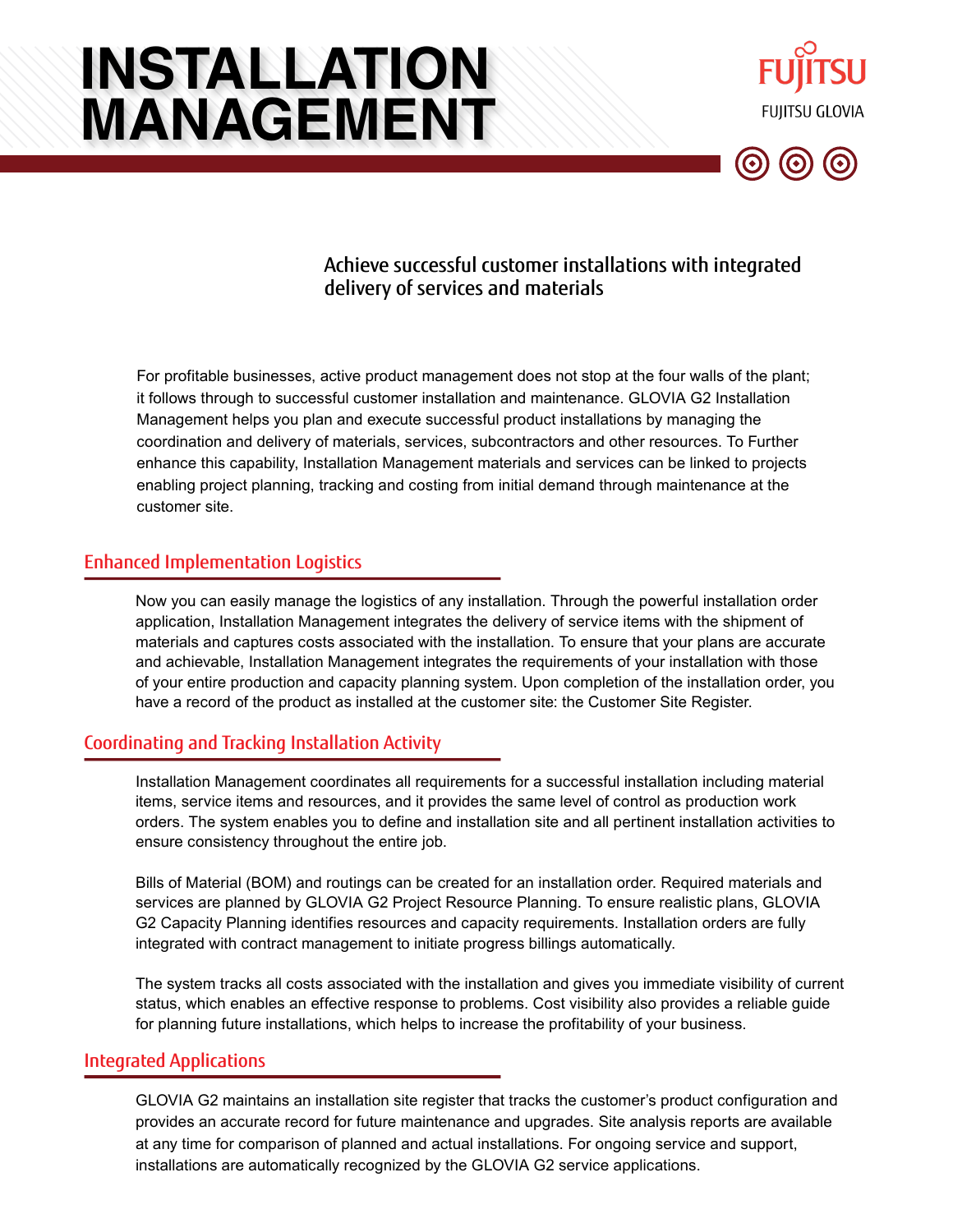# INSTALLATION MANAGEMENT

FUJITSU

FUJITSU GLOVIA

### Achieve successful customer installations with integrated delivery of services and materials

For profitable businesses, active product management does not stop at the four walls of the plant; it follows through to successful customer installation and maintenance. GLOVIA G2 Installation Management helps you plan and execute successful product installations by managing the coordination and delivery of materials, services, subcontractors and other resources. To Further enhance this capability, Installation Management materials and services can be linked to projects enabling project planning, tracking and costing from initial demand through maintenance at the customer site.

## Enhanced Implementation Logistics

Now you can easily manage the logistics of any installation. Through the powerful installation order application, Installation Management integrates the delivery of service items with the shipment of materials and captures costs associated with the installation. To ensure that your plans are accurate and achievable, Installation Management integrates the requirements of your installation with those of your entire production and capacity planning system. Upon completion of the installation order, you have a record of the product as installed at the customer site: the Customer Site Register.

## Coordinating and Tracking Installation Activity

Installation Management coordinates all requirements for a successful installation including material items, service items and resources, and it provides the same level of control as production work orders. The system enables you to define and installation site and all pertinent installation activities to ensure consistency throughout the entire job.

Bills of Material (BOM) and routings can be created for an installation order. Required materials and services are planned by GLOVIA G2 Project Resource Planning. To ensure realistic plans, GLOVIA G2 Capacity Planning identifies resources and capacity requirements. Installation orders are fully integrated with contract management to initiate progress billings automatically.

The system tracks all costs associated with the installation and gives you immediate visibility of current status, which enables an effective response to problems. Cost visibility also provides a reliable guide for planning future installations, which helps to increase the profitability of your business.

## Integrated Applications

GLOVIA G2 maintains an installation site register that tracks the customer's product configuration and provides an accurate record for future maintenance and upgrades. Site analysis reports are available at any time for comparison of planned and actual installations. For ongoing service and support, installations are automatically recognized by the GLOVIA G2 service applications.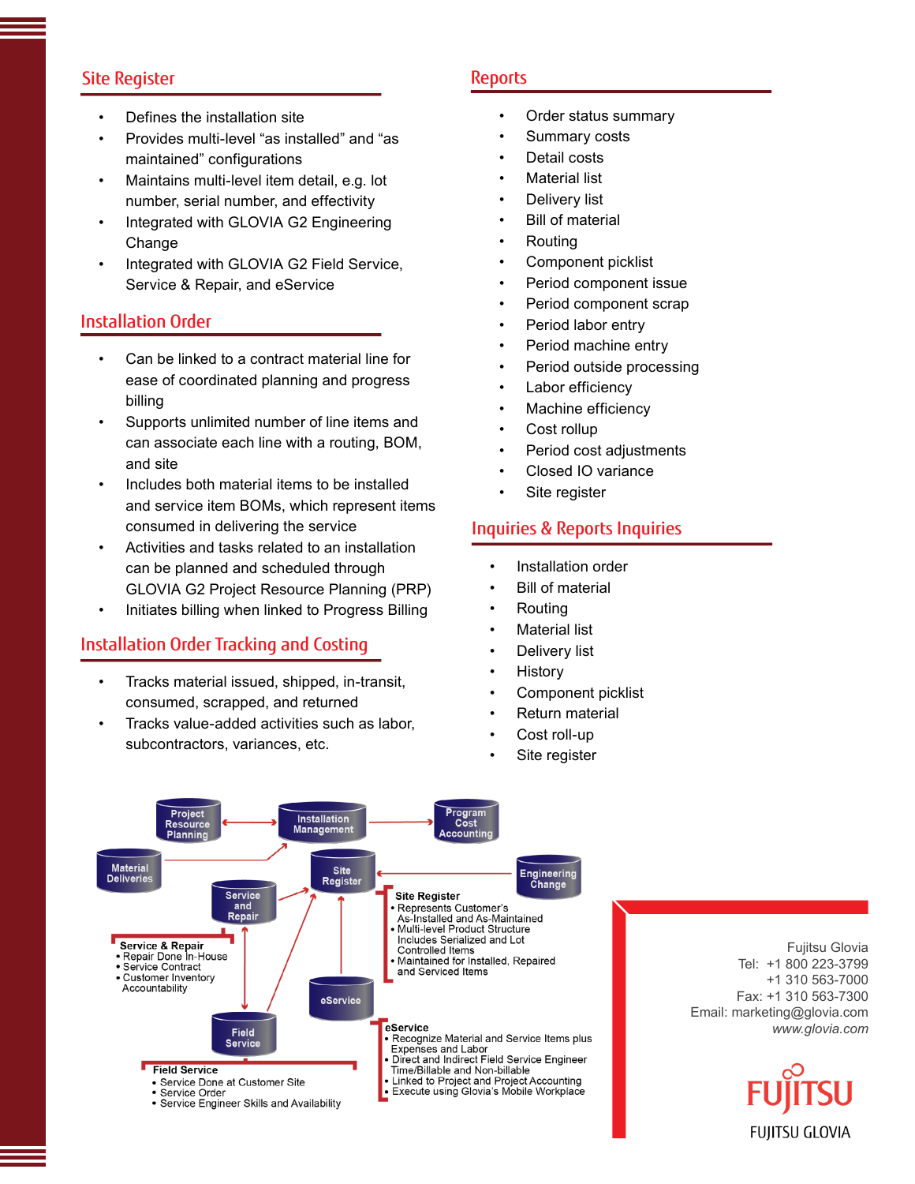## Site Register

- Defines the installation site
- Provides multi-level "as installed" and "as maintained" configurations
- Maintains multi-level item detail, e.g. lot number, serial number, and effectivity
- Integrated with GLOVIA G2 Engineering Change
- Integrated with GLOVIA G2 Field Service, Service & Repair, and eService

## Installation Order

- Can be linked to a contract material line for ease of coordinated planning and progress billing
- Supports unlimited number of line items and can associate each line with a routing, BOM, and site
- Includes both material items to be installed and service item BOMs, which represent items consumed in delivering the service
- Activities and tasks related to an installation can be planned and scheduled through GLOVIA G2 Project Resource Planning (PRP)
- Initiates billing when linked to Progress Billing

## Installation Order Tracking and Costing

- Tracks material issued, shipped, in-transit, consumed, scrapped, and returned
- Tracks value-added activities such as labor, subcontractors, variances, etc.

## Reports

- Order status summary
- Summary costs
- Detail costs
- Material list
- Delivery list
- Bill of material
- Routing
- Component picklist
- Period component issue
- Period component scrap
- Period labor entry
- Period machine entry
- Period outside processing
- Labor efficiency
- Machine efficiency
- Cost rollup
- Period cost adjustments
- Closed IO variance
- Site register

## Inquiries & Reports Inquiries

- Installation order
- Bill of material
- Routing
- Material list
- Delivery list
- History
- Component picklist
- Return material
- Cost roll-up
- Site register

Project Resource Planning

Installation Management

Program Cost Accounting

Material Deliveries

Site Register

Engineering Change

Service and Repair

eService

Field Service

**Site Register**
- Represents Customer's As-Installed and As-Maintained
- Multi-level Product Structure Includes Serialized and Lot Controlled Items
- Maintained for Installed, Repaired and Serviced Items

**Service & Repair**
- Repair Done In-House
- Service Contract
- Customer Inventory Accountability

**eService**
- Recognize Material and Service Items plus Expenses and Labor
- Direct and Indirect Field Service Engineer Time/Billable and Non-billable
- Linked to Project and Project Accounting
- Execute using Glovia's Mobile Workplace

**Field Service**
- Service Done at Customer Site
- Service Order
- Service Engineer Skills and Availability

Fujitsu Glovia
Tel: +1 800 223-3799
+1 310 563-7000
Fax: +1 310 563-7300
Email: marketing@glovia.com
*www.glovia.com*

FUJITSU

FUJITSU GLOVIA